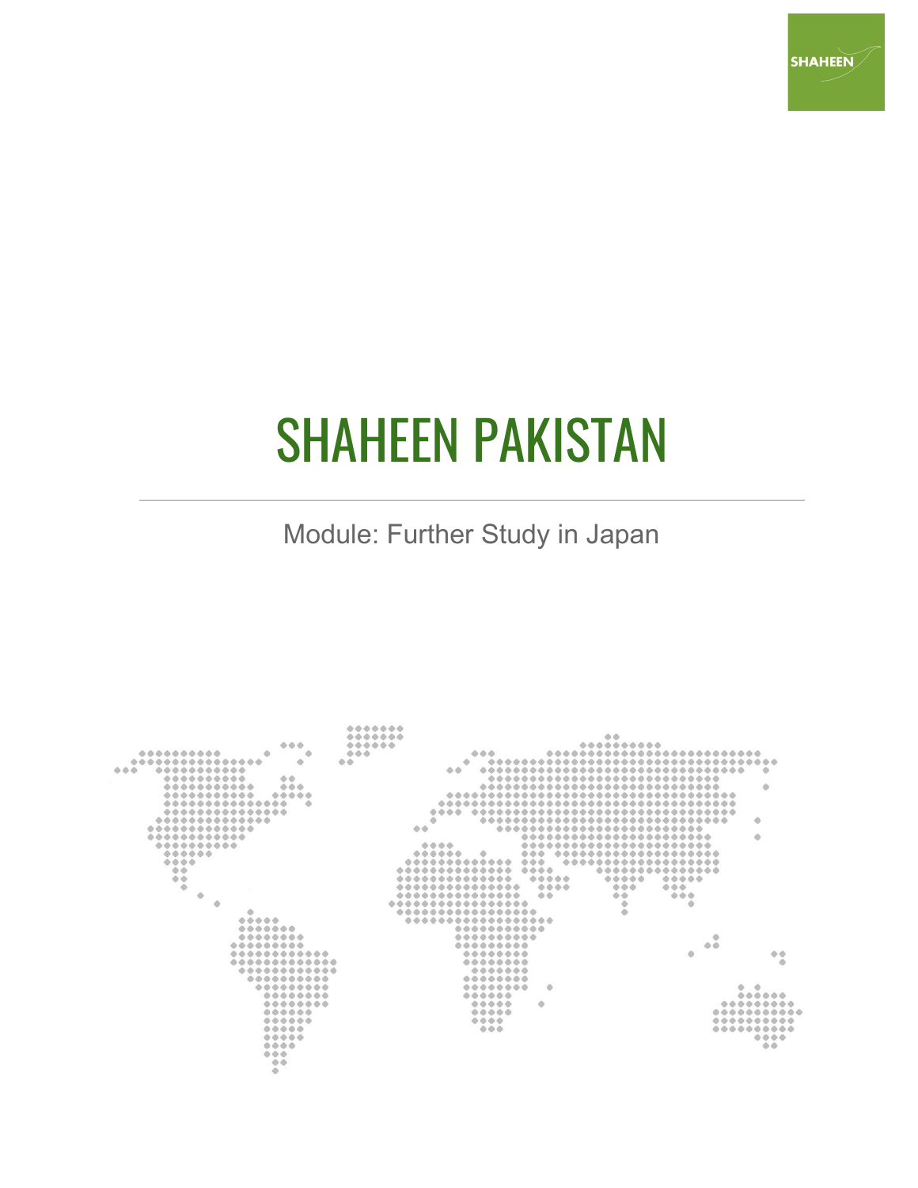# SHAHEEN PAKISTAN

Module: Further Study in Japan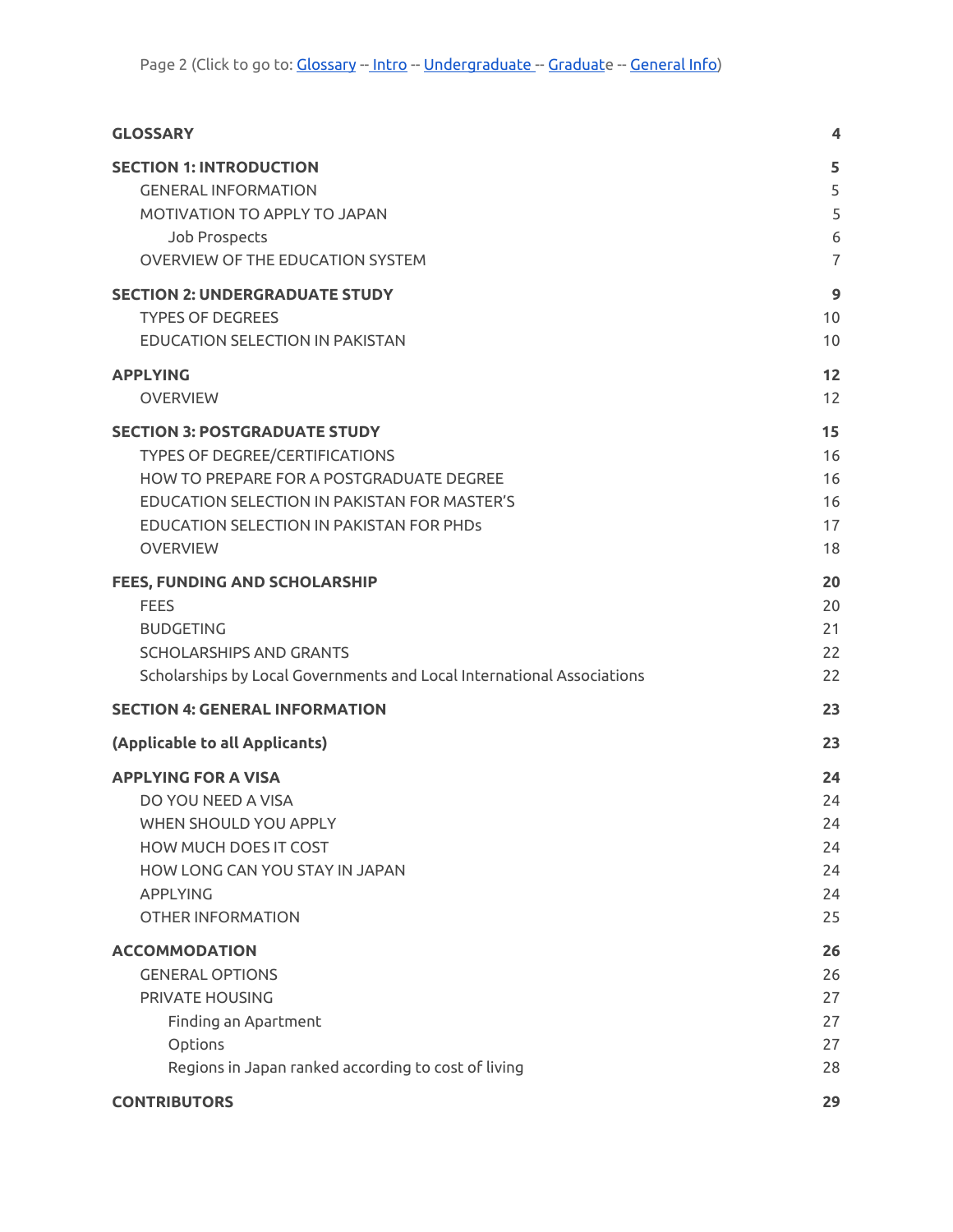Page 2 (Click to go to: Glossary -- Intro -- Undergraduate -- Graduate -- General Info)

| | |
|---|---|
| **GLOSSARY** | **4** |
| **SECTION 1: INTRODUCTION** | **5** |
| GENERAL INFORMATION | 5 |
| MOTIVATION TO APPLY TO JAPAN | 5 |
| Job Prospects | 6 |
| OVERVIEW OF THE EDUCATION SYSTEM | 7 |
| **SECTION 2: UNDERGRADUATE STUDY** | **9** |
| TYPES OF DEGREES | 10 |
| EDUCATION SELECTION IN PAKISTAN | 10 |
| **APPLYING** | **12** |
| OVERVIEW | 12 |
| **SECTION 3: POSTGRADUATE STUDY** | **15** |
| TYPES OF DEGREE/CERTIFICATIONS | 16 |
| HOW TO PREPARE FOR A POSTGRADUATE DEGREE | 16 |
| EDUCATION SELECTION IN PAKISTAN FOR MASTER'S | 16 |
| EDUCATION SELECTION IN PAKISTAN FOR PHDs | 17 |
| OVERVIEW | 18 |
| **FEES, FUNDING AND SCHOLARSHIP** | **20** |
| FEES | 20 |
| BUDGETING | 21 |
| SCHOLARSHIPS AND GRANTS | 22 |
| Scholarships by Local Governments and Local International Associations | 22 |
| **SECTION 4: GENERAL INFORMATION** | **23** |
| **(Applicable to all Applicants)** | **23** |
| **APPLYING FOR A VISA** | **24** |
| DO YOU NEED A VISA | 24 |
| WHEN SHOULD YOU APPLY | 24 |
| HOW MUCH DOES IT COST | 24 |
| HOW LONG CAN YOU STAY IN JAPAN | 24 |
| APPLYING | 24 |
| OTHER INFORMATION | 25 |
| **ACCOMMODATION** | **26** |
| GENERAL OPTIONS | 26 |
| PRIVATE HOUSING | 27 |
| Finding an Apartment | 27 |
| Options | 27 |
| Regions in Japan ranked according to cost of living | 28 |
| **CONTRIBUTORS** | **29** |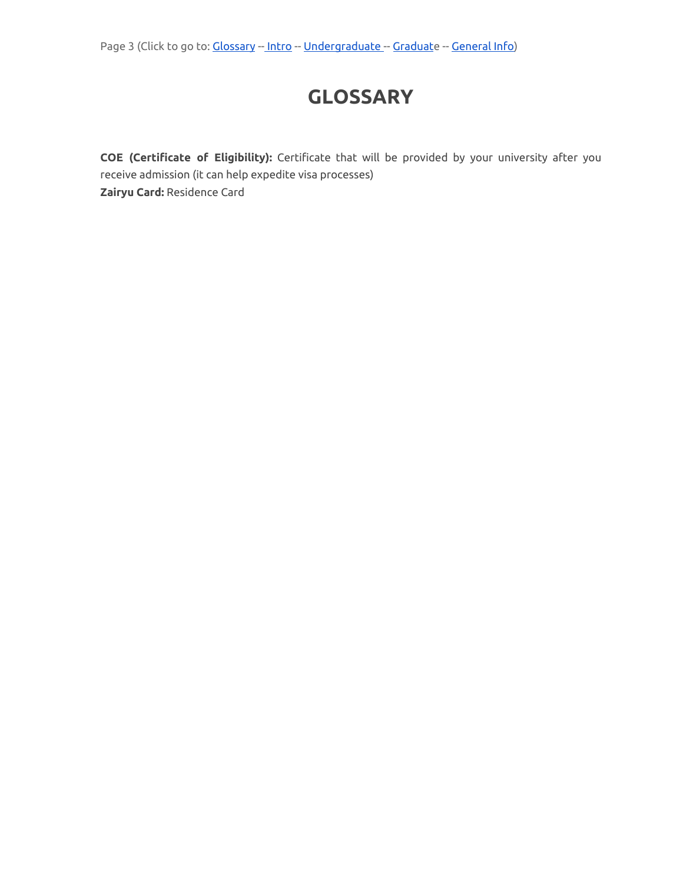Page 3 (Click to go to: Glossary -- Intro -- Undergraduate -- Graduate -- General Info)

# GLOSSARY

**COE (Certificate of Eligibility):** Certificate that will be provided by your university after you receive admission (it can help expedite visa processes)
**Zairyu Card:** Residence Card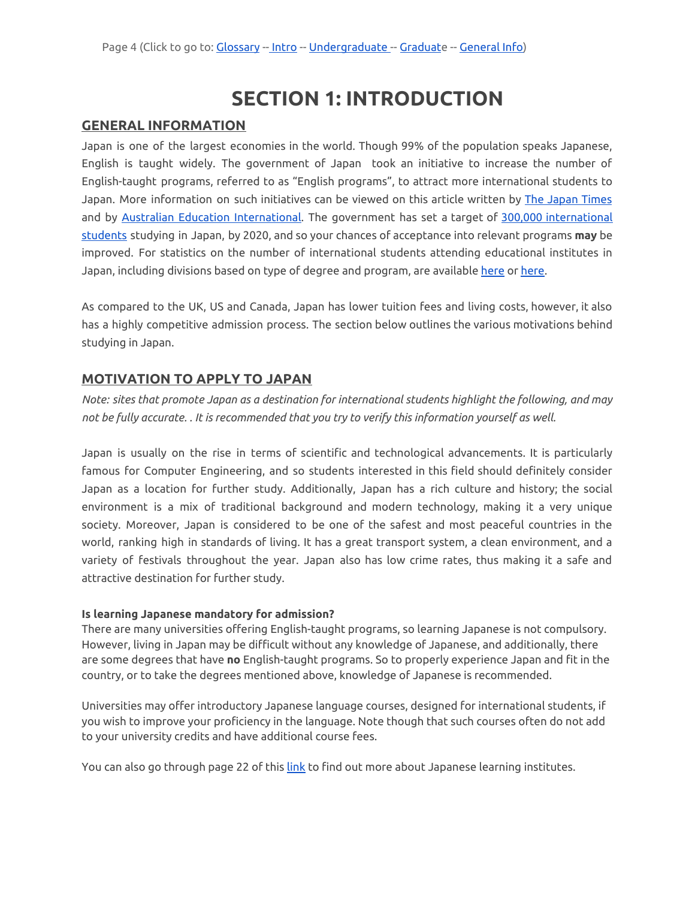# SECTION 1: INTRODUCTION

## GENERAL INFORMATION

Japan is one of the largest economies in the world. Though 99% of the population speaks Japanese, English is taught widely. The government of Japan took an initiative to increase the number of English-taught programs, referred to as "English programs", to attract more international students to Japan. More information on such initiatives can be viewed on this article written by The Japan Times and by Australian Education International. The government has set a target of 300,000 international students studying in Japan, by 2020, and so your chances of acceptance into relevant programs **may** be improved. For statistics on the number of international students attending educational institutes in Japan, including divisions based on type of degree and program, are available here or here.

As compared to the UK, US and Canada, Japan has lower tuition fees and living costs, however, it also has a highly competitive admission process. The section below outlines the various motivations behind studying in Japan.

## MOTIVATION TO APPLY TO JAPAN

*Note: sites that promote Japan as a destination for international students highlight the following, and may not be fully accurate. . It is recommended that you try to verify this information yourself as well.*

Japan is usually on the rise in terms of scientific and technological advancements. It is particularly famous for Computer Engineering, and so students interested in this field should definitely consider Japan as a location for further study. Additionally, Japan has a rich culture and history; the social environment is a mix of traditional background and modern technology, making it a very unique society. Moreover, Japan is considered to be one of the safest and most peaceful countries in the world, ranking high in standards of living. It has a great transport system, a clean environment, and a variety of festivals throughout the year. Japan also has low crime rates, thus making it a safe and attractive destination for further study.

**Is learning Japanese mandatory for admission?**

There are many universities offering English-taught programs, so learning Japanese is not compulsory. However, living in Japan may be difficult without any knowledge of Japanese, and additionally, there are some degrees that have **no** English-taught programs. So to properly experience Japan and fit in the country, or to take the degrees mentioned above, knowledge of Japanese is recommended.

Universities may offer introductory Japanese language courses, designed for international students, if you wish to improve your proficiency in the language. Note though that such courses often do not add to your university credits and have additional course fees.

You can also go through page 22 of this link to find out more about Japanese learning institutes.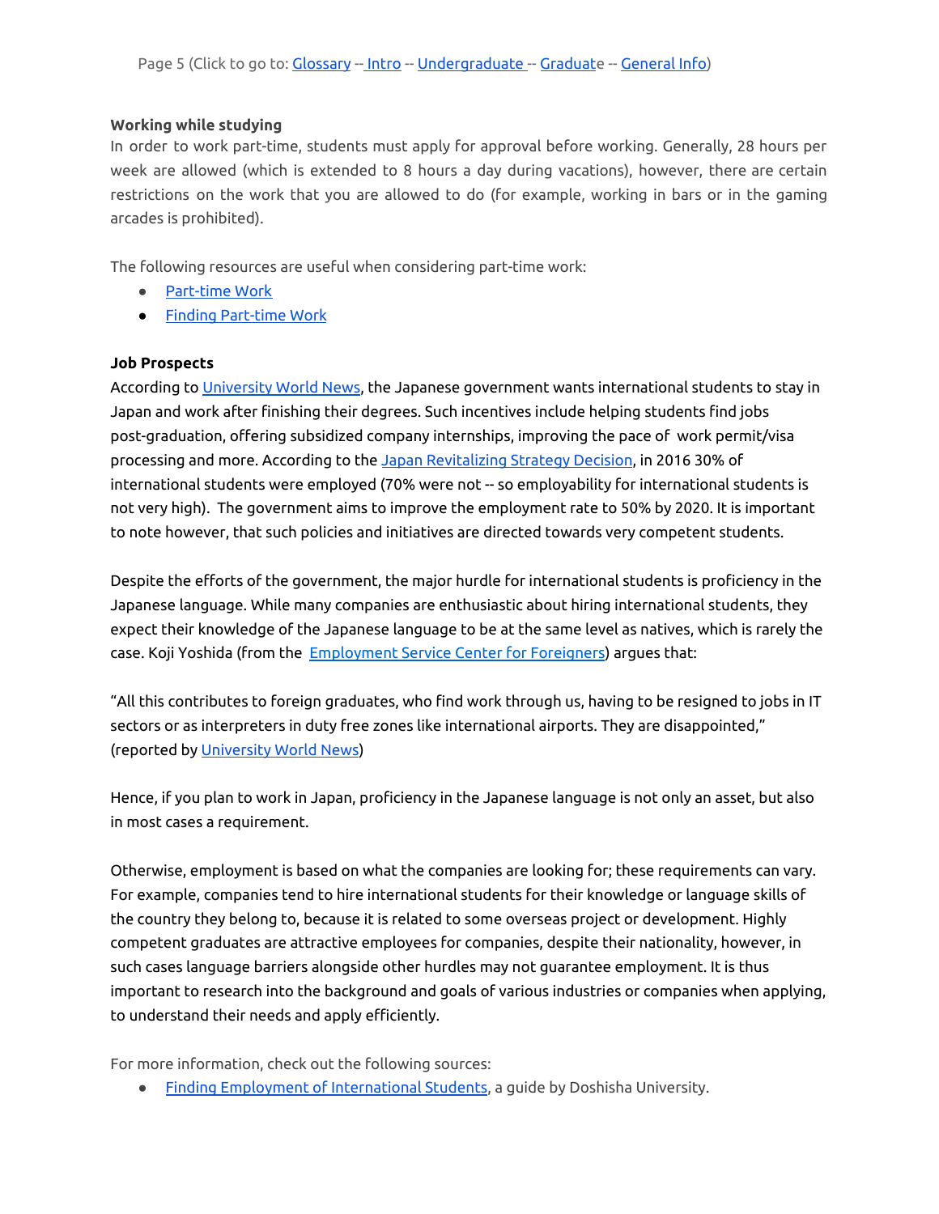Page 5 (Click to go to: [Glossary]() -- [Intro]() -- [Undergraduate]() -- [Graduate]() -- [General Info]())

**Working while studying**

In order to work part-time, students must apply for approval before working. Generally, 28 hours per week are allowed (which is extended to 8 hours a day during vacations), however, there are certain restrictions on the work that you are allowed to do (for example, working in bars or in the gaming arcades is prohibited).

The following resources are useful when considering part-time work:

- [Part-time Work]()
- [Finding Part-time Work]()

**Job Prospects**

According to [University World News](), the Japanese government wants international students to stay in Japan and work after finishing their degrees. Such incentives include helping students find jobs post-graduation, offering subsidized company internships, improving the pace of work permit/visa processing and more. According to the [Japan Revitalizing Strategy Decision](), in 2016 30% of international students were employed (70% were not -- so employability for international students is not very high). The government aims to improve the employment rate to 50% by 2020. It is important to note however, that such policies and initiatives are directed towards very competent students.

Despite the efforts of the government, the major hurdle for international students is proficiency in the Japanese language. While many companies are enthusiastic about hiring international students, they expect their knowledge of the Japanese language to be at the same level as natives, which is rarely the case. Koji Yoshida (from the [Employment Service Center for Foreigners]()) argues that:

"All this contributes to foreign graduates, who find work through us, having to be resigned to jobs in IT sectors or as interpreters in duty free zones like international airports. They are disappointed," (reported by [University World News]())

Hence, if you plan to work in Japan, proficiency in the Japanese language is not only an asset, but also in most cases a requirement.

Otherwise, employment is based on what the companies are looking for; these requirements can vary. For example, companies tend to hire international students for their knowledge or language skills of the country they belong to, because it is related to some overseas project or development. Highly competent graduates are attractive employees for companies, despite their nationality, however, in such cases language barriers alongside other hurdles may not guarantee employment. It is thus important to research into the background and goals of various industries or companies when applying, to understand their needs and apply efficiently.

For more information, check out the following sources:

- [Finding Employment of International Students](), a guide by Doshisha University.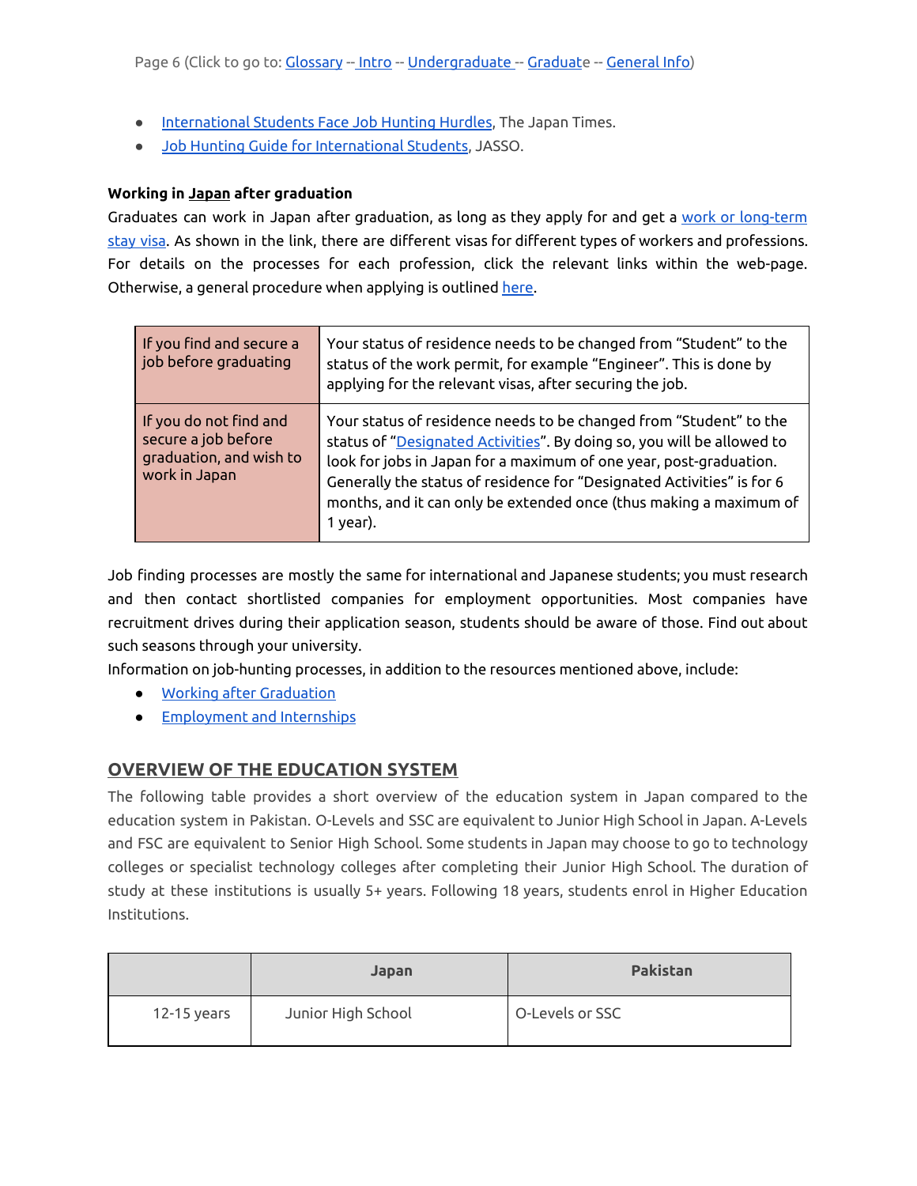- International Students Face Job Hunting Hurdles, The Japan Times.
- Job Hunting Guide for International Students, JASSO.

**Working in Japan after graduation**

Graduates can work in Japan after graduation, as long as they apply for and get a work or long-term stay visa. As shown in the link, there are different visas for different types of workers and professions. For details on the processes for each profession, click the relevant links within the web-page. Otherwise, a general procedure when applying is outlined here.

| If you find and secure a job before graduating | Your status of residence needs to be changed from "Student" to the status of the work permit, for example "Engineer". This is done by applying for the relevant visas, after securing the job. |
|---|---|
| If you do not find and secure a job before graduation, and wish to work in Japan | Your status of residence needs to be changed from "Student" to the status of "Designated Activities". By doing so, you will be allowed to look for jobs in Japan for a maximum of one year, post-graduation. Generally the status of residence for "Designated Activities" is for 6 months, and it can only be extended once (thus making a maximum of 1 year). |

Job finding processes are mostly the same for international and Japanese students; you must research and then contact shortlisted companies for employment opportunities. Most companies have recruitment drives during their application season, students should be aware of those. Find out about such seasons through your university.

Information on job-hunting processes, in addition to the resources mentioned above, include:

- Working after Graduation
- Employment and Internships

## OVERVIEW OF THE EDUCATION SYSTEM

The following table provides a short overview of the education system in Japan compared to the education system in Pakistan. O-Levels and SSC are equivalent to Junior High School in Japan. A-Levels and FSC are equivalent to Senior High School. Some students in Japan may choose to go to technology colleges or specialist technology colleges after completing their Junior High School. The duration of study at these institutions is usually 5+ years. Following 18 years, students enrol in Higher Education Institutions.

| | Japan | Pakistan |
|---|---|---|
| 12-15 years | Junior High School | O-Levels or SSC |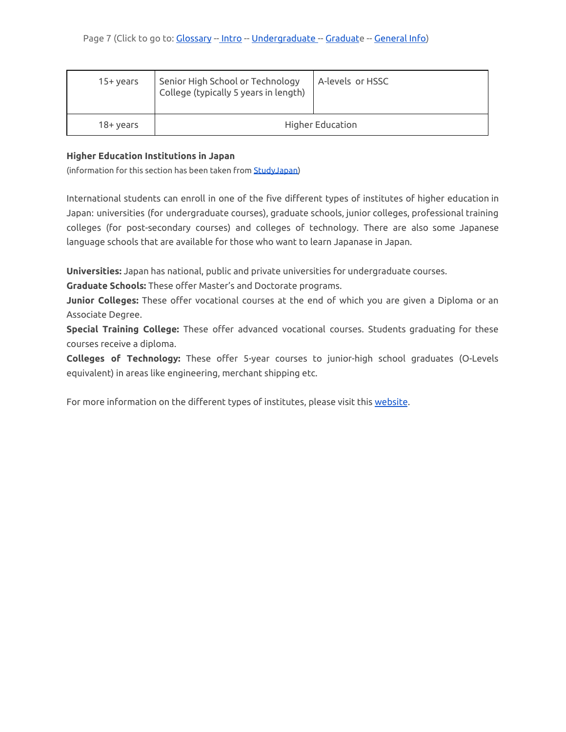| 15+ years | Senior High School or Technology College (typically 5 years in length) | A-levels or HSSC |
| --- | --- | --- |
| 18+ years | Higher Education | |

**Higher Education Institutions in Japan**

(information for this section has been taken from [StudyJapan]())

International students can enroll in one of the five different types of institutes of higher education in Japan: universities (for undergraduate courses), graduate schools, junior colleges, professional training colleges (for post-secondary courses) and colleges of technology. There are also some Japanese language schools that are available for those who want to learn Japanase in Japan.

**Universities:** Japan has national, public and private universities for undergraduate courses.
**Graduate Schools:** These offer Master's and Doctorate programs.
**Junior Colleges:** These offer vocational courses at the end of which you are given a Diploma or an Associate Degree.
**Special Training College:** These offer advanced vocational courses. Students graduating for these courses receive a diploma.
**Colleges of Technology:** These offer 5-year courses to junior-high school graduates (O-Levels equivalent) in areas like engineering, merchant shipping etc.

For more information on the different types of institutes, please visit this [website]().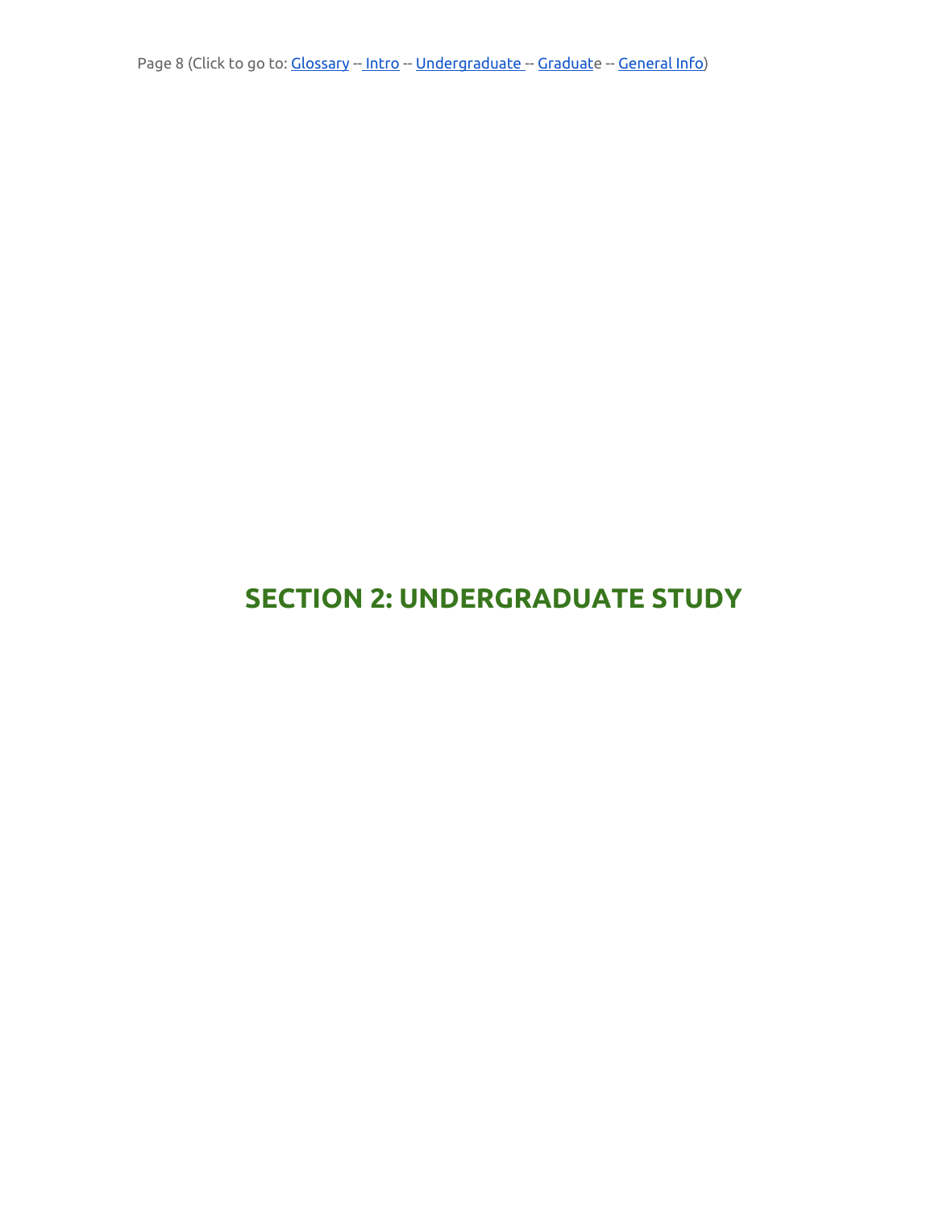# SECTION 2: UNDERGRADUATE STUDY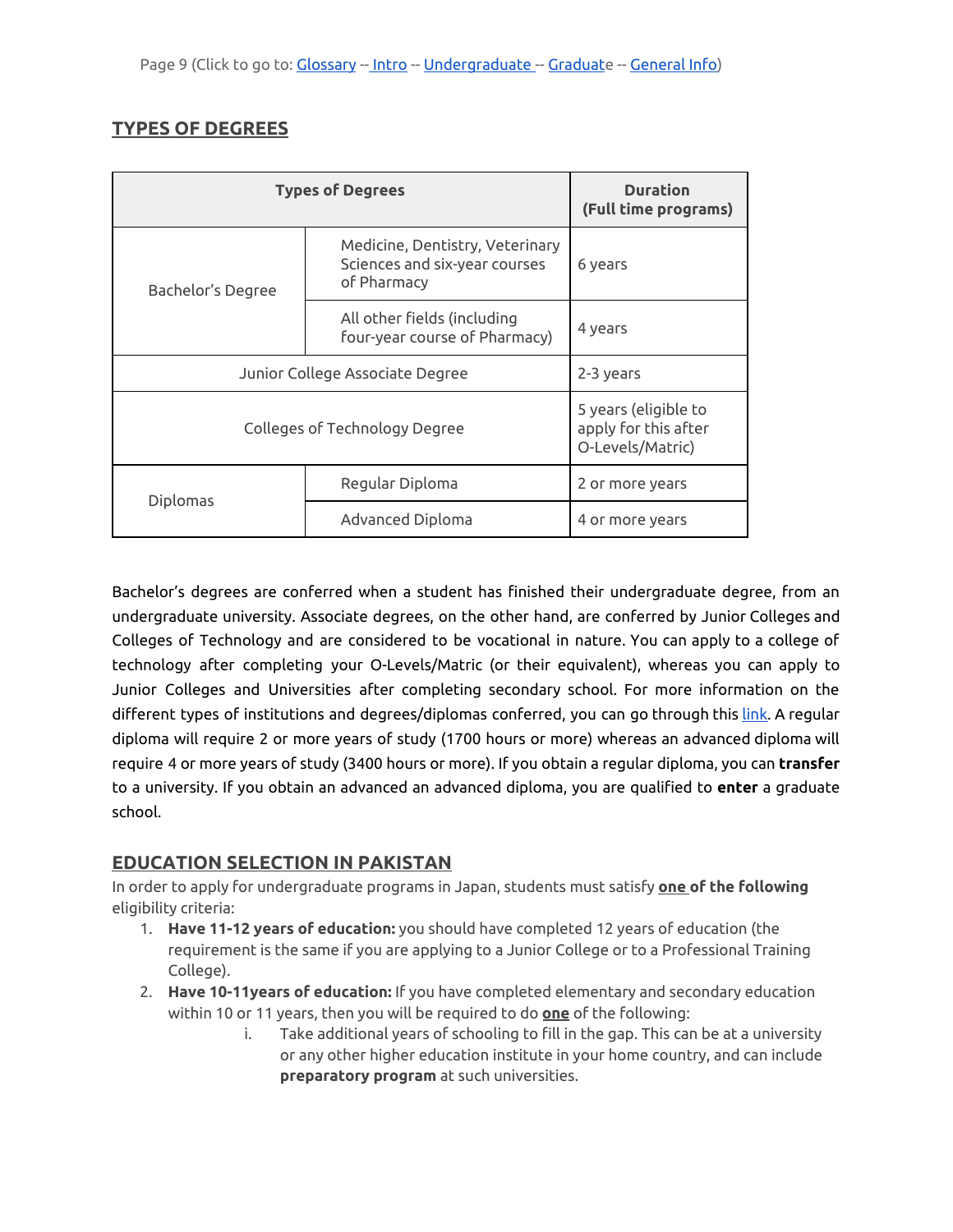## TYPES OF DEGREES

| Types of Degrees | | Duration (Full time programs) |
|---|---|---|
| Bachelor's Degree | Medicine, Dentistry, Veterinary Sciences and six-year courses of Pharmacy | 6 years |
| | All other fields (including four-year course of Pharmacy) | 4 years |
| Junior College Associate Degree | | 2-3 years |
| Colleges of Technology Degree | | 5 years (eligible to apply for this after O-Levels/Matric) |
| Diplomas | Regular Diploma | 2 or more years |
| | Advanced Diploma | 4 or more years |

Bachelor's degrees are conferred when a student has finished their undergraduate degree, from an undergraduate university. Associate degrees, on the other hand, are conferred by Junior Colleges and Colleges of Technology and are considered to be vocational in nature. You can apply to a college of technology after completing your O-Levels/Matric (or their equivalent), whereas you can apply to Junior Colleges and Universities after completing secondary school. For more information on the different types of institutions and degrees/diplomas conferred, you can go through this link. A regular diploma will require 2 or more years of study (1700 hours or more) whereas an advanced diploma will require 4 or more years of study (3400 hours or more). If you obtain a regular diploma, you can **transfer** to a university. If you obtain an advanced an advanced diploma, you are qualified to **enter** a graduate school.

## EDUCATION SELECTION IN PAKISTAN

In order to apply for undergraduate programs in Japan, students must satisfy **one of the following** eligibility criteria:

1. **Have 11-12 years of education:** you should have completed 12 years of education (the requirement is the same if you are applying to a Junior College or to a Professional Training College).
2. **Have 10-11years of education:** If you have completed elementary and secondary education within 10 or 11 years, then you will be required to do **one** of the following:
    i. Take additional years of schooling to fill in the gap. This can be at a university or any other higher education institute in your home country, and can include **preparatory program** at such universities.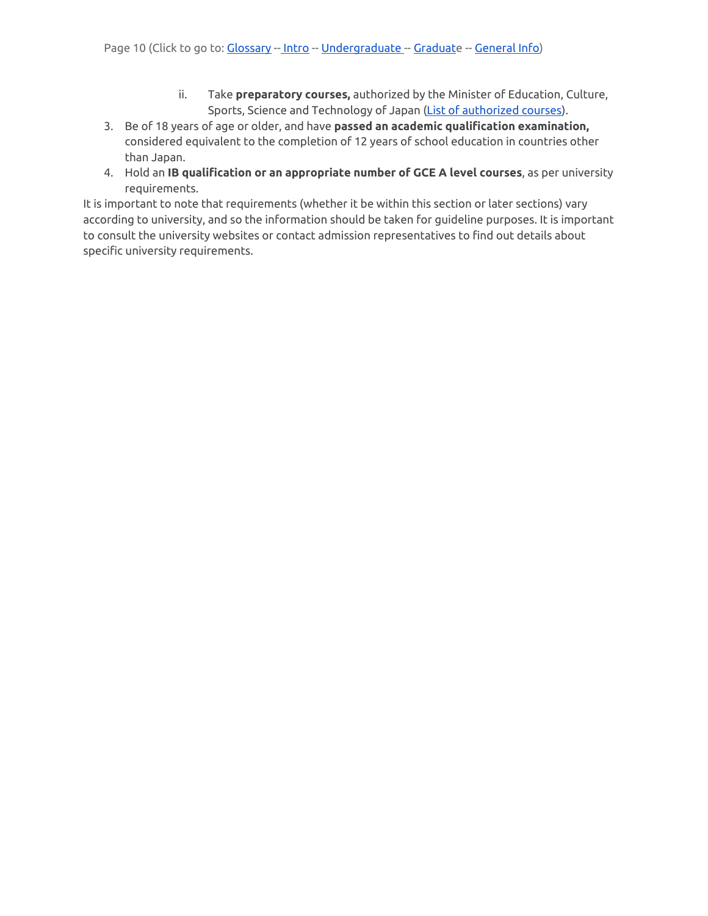ii. Take **preparatory courses,** authorized by the Minister of Education, Culture, Sports, Science and Technology of Japan (List of authorized courses).

3. Be of 18 years of age or older, and have **passed an academic qualification examination,** considered equivalent to the completion of 12 years of school education in countries other than Japan.
4. Hold an **IB qualification or an appropriate number of GCE A level courses**, as per university requirements.

It is important to note that requirements (whether it be within this section or later sections) vary according to university, and so the information should be taken for guideline purposes. It is important to consult the university websites or contact admission representatives to find out details about specific university requirements.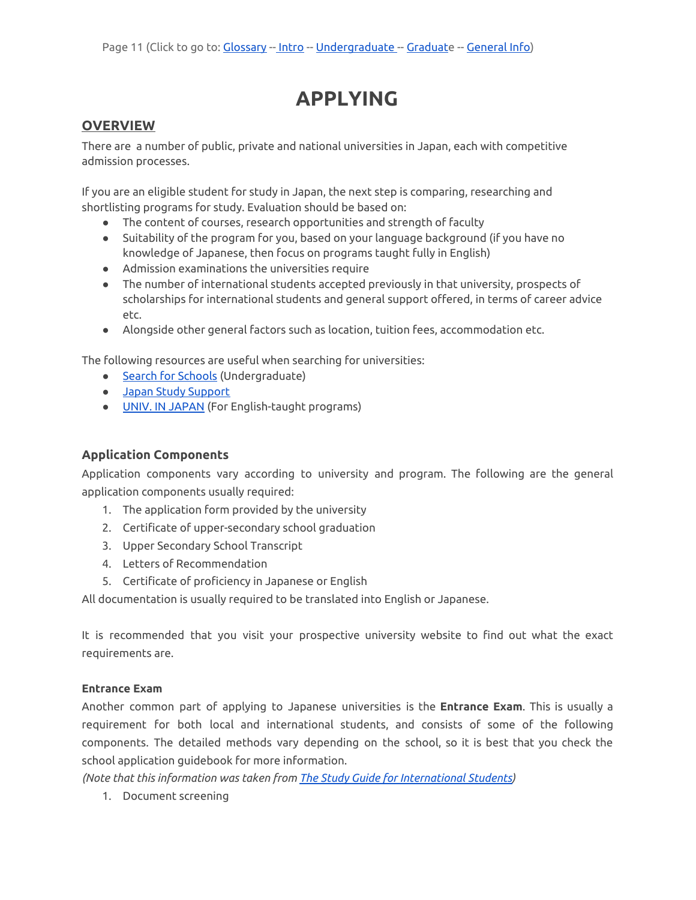# APPLYING

## OVERVIEW

There are a number of public, private and national universities in Japan, each with competitive admission processes.

If you are an eligible student for study in Japan, the next step is comparing, researching and shortlisting programs for study. Evaluation should be based on:

- The content of courses, research opportunities and strength of faculty
- Suitability of the program for you, based on your language background (if you have no knowledge of Japanese, then focus on programs taught fully in English)
- Admission examinations the universities require
- The number of international students accepted previously in that university, prospects of scholarships for international students and general support offered, in terms of career advice etc.
- Alongside other general factors such as location, tuition fees, accommodation etc.

The following resources are useful when searching for universities:

- Search for Schools (Undergraduate)
- Japan Study Support
- UNIV. IN JAPAN (For English-taught programs)

### Application Components

Application components vary according to university and program. The following are the general application components usually required:

1. The application form provided by the university
2. Certificate of upper-secondary school graduation
3. Upper Secondary School Transcript
4. Letters of Recommendation
5. Certificate of proficiency in Japanese or English

All documentation is usually required to be translated into English or Japanese.

It is recommended that you visit your prospective university website to find out what the exact requirements are.

#### Entrance Exam

Another common part of applying to Japanese universities is the **Entrance Exam**. This is usually a requirement for both local and international students, and consists of some of the following components. The detailed methods vary depending on the school, so it is best that you check the school application guidebook for more information.

*(Note that this information was taken from The Study Guide for International Students)*

1. Document screening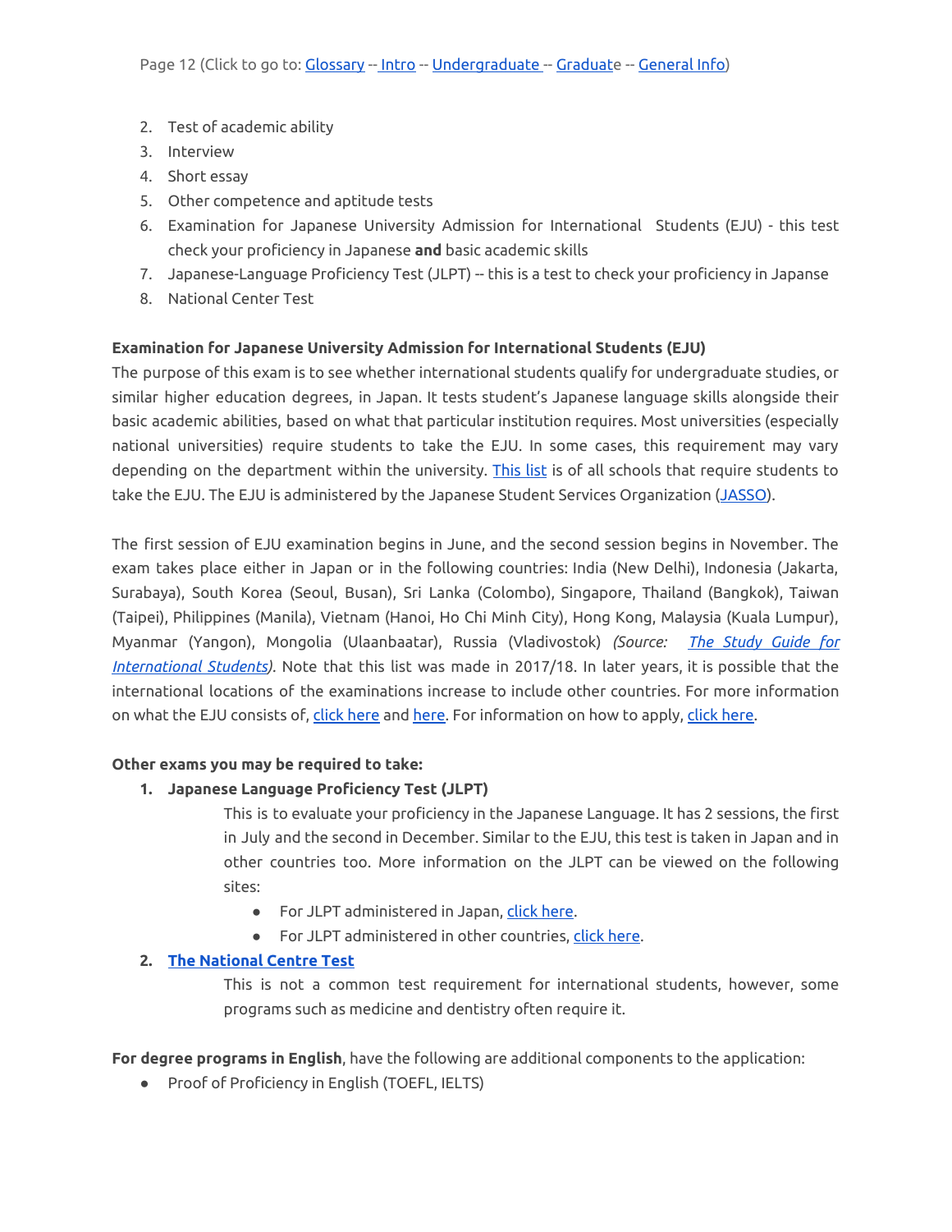2. Test of academic ability
3. Interview
4. Short essay
5. Other competence and aptitude tests
6. Examination for Japanese University Admission for International Students (EJU) - this test check your proficiency in Japanese **and** basic academic skills
7. Japanese-Language Proficiency Test (JLPT) -- this is a test to check your proficiency in Japanse
8. National Center Test

**Examination for Japanese University Admission for International Students (EJU)**

The purpose of this exam is to see whether international students qualify for undergraduate studies, or similar higher education degrees, in Japan. It tests student's Japanese language skills alongside their basic academic abilities, based on what that particular institution requires. Most universities (especially national universities) require students to take the EJU. In some cases, this requirement may vary depending on the department within the university. This list is of all schools that require students to take the EJU. The EJU is administered by the Japanese Student Services Organization (JASSO).

The first session of EJU examination begins in June, and the second session begins in November. The exam takes place either in Japan or in the following countries: India (New Delhi), Indonesia (Jakarta, Surabaya), South Korea (Seoul, Busan), Sri Lanka (Colombo), Singapore, Thailand (Bangkok), Taiwan (Taipei), Philippines (Manila), Vietnam (Hanoi, Ho Chi Minh City), Hong Kong, Malaysia (Kuala Lumpur), Myanmar (Yangon), Mongolia (Ulaanbaatar), Russia (Vladivostok) *(Source: The Study Guide for International Students)*. Note that this list was made in 2017/18. In later years, it is possible that the international locations of the examinations increase to include other countries. For more information on what the EJU consists of, click here and here. For information on how to apply, click here.

**Other exams you may be required to take:**

1. **Japanese Language Proficiency Test (JLPT)**

   This is to evaluate your proficiency in the Japanese Language. It has 2 sessions, the first in July and the second in December. Similar to the EJU, this test is taken in Japan and in other countries too. More information on the JLPT can be viewed on the following sites:

   - For JLPT administered in Japan, click here.
   - For JLPT administered in other countries, click here.

2. **The National Centre Test**

   This is not a common test requirement for international students, however, some programs such as medicine and dentistry often require it.

**For degree programs in English**, have the following are additional components to the application:

- Proof of Proficiency in English (TOEFL, IELTS)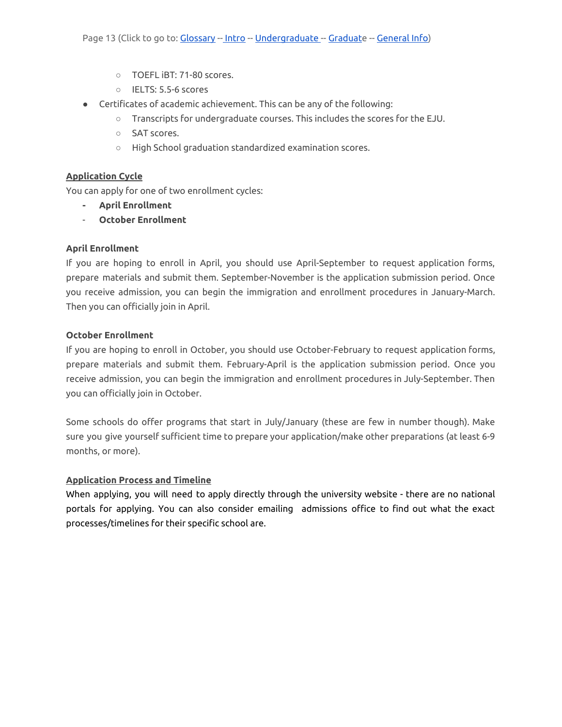- TOEFL iBT: 71-80 scores.
  - IELTS: 5.5-6 scores
- Certificates of academic achievement. This can be any of the following:
  - Transcripts for undergraduate courses. This includes the scores for the EJU.
  - SAT scores.
  - High School graduation standardized examination scores.

## Application Cycle

You can apply for one of two enrollment cycles:

- **April Enrollment**
- **October Enrollment**

### April Enrollment

If you are hoping to enroll in April, you should use April-September to request application forms, prepare materials and submit them. September-November is the application submission period. Once you receive admission, you can begin the immigration and enrollment procedures in January-March. Then you can officially join in April.

### October Enrollment

If you are hoping to enroll in October, you should use October-February to request application forms, prepare materials and submit them. February-April is the application submission period. Once you receive admission, you can begin the immigration and enrollment procedures in July-September. Then you can officially join in October.

Some schools do offer programs that start in July/January (these are few in number though). Make sure you give yourself sufficient time to prepare your application/make other preparations (at least 6-9 months, or more).

## Application Process and Timeline

When applying, you will need to apply directly through the university website - there are no national portals for applying. You can also consider emailing admissions office to find out what the exact processes/timelines for their specific school are.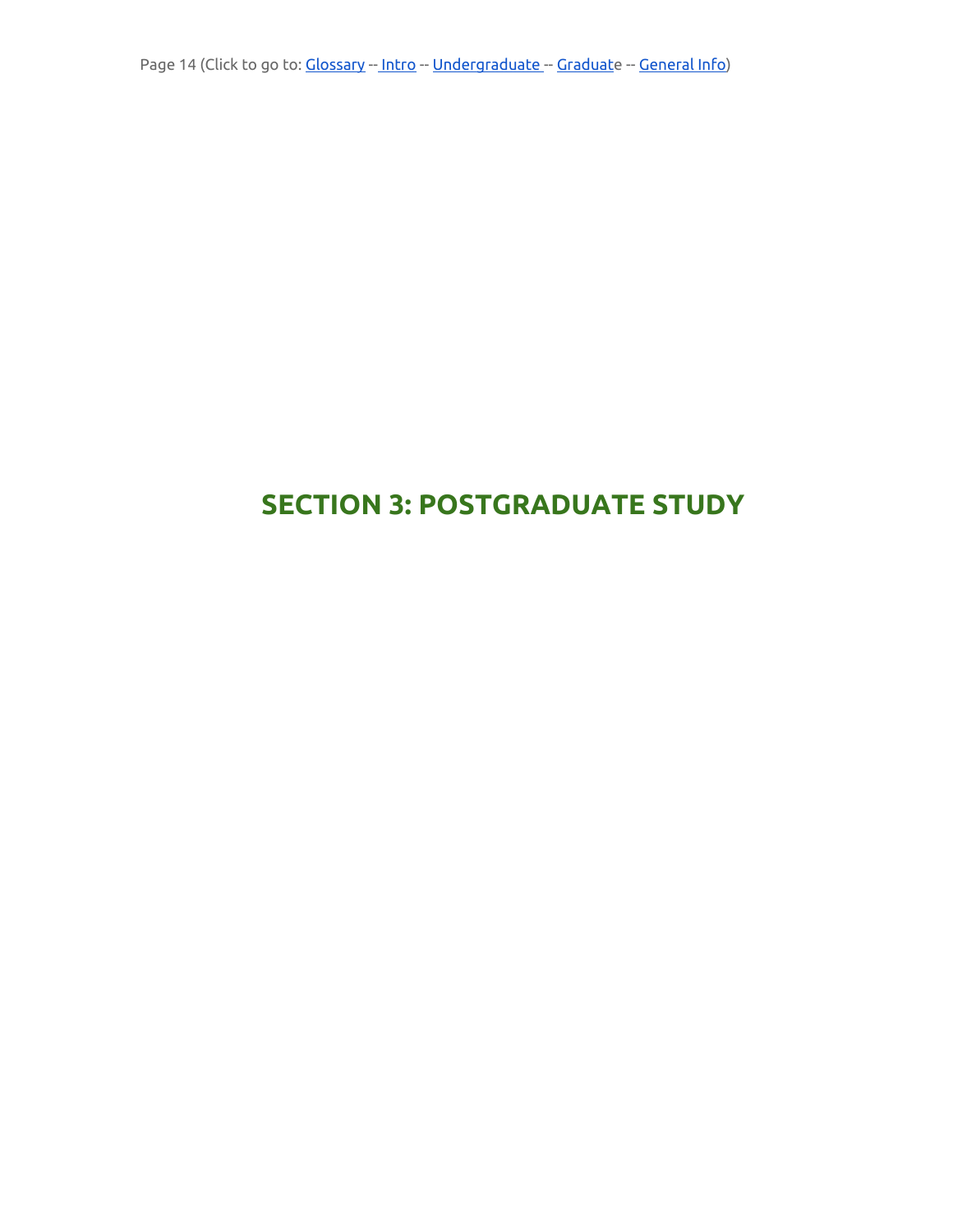# SECTION 3: POSTGRADUATE STUDY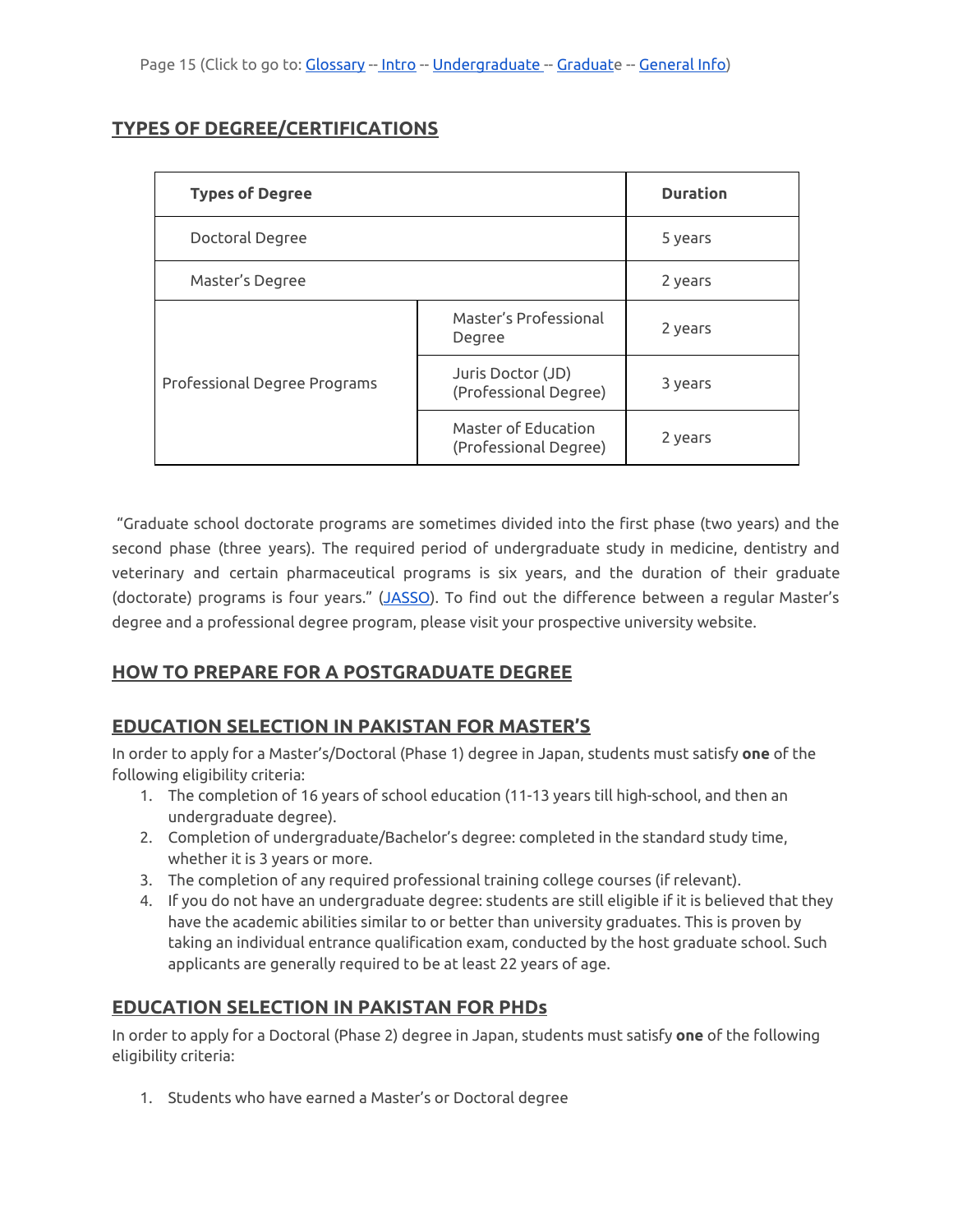## TYPES OF DEGREE/CERTIFICATIONS

| Types of Degree | | Duration |
|---|---|---|
| Doctoral Degree | | 5 years |
| Master's Degree | | 2 years |
| Professional Degree Programs | Master's Professional Degree | 2 years |
| | Juris Doctor (JD) (Professional Degree) | 3 years |
| | Master of Education (Professional Degree) | 2 years |

"Graduate school doctorate programs are sometimes divided into the first phase (two years) and the second phase (three years). The required period of undergraduate study in medicine, dentistry and veterinary and certain pharmaceutical programs is six years, and the duration of their graduate (doctorate) programs is four years." (JASSO). To find out the difference between a regular Master's degree and a professional degree program, please visit your prospective university website.

## HOW TO PREPARE FOR A POSTGRADUATE DEGREE

## EDUCATION SELECTION IN PAKISTAN FOR MASTER'S

In order to apply for a Master's/Doctoral (Phase 1) degree in Japan, students must satisfy **one** of the following eligibility criteria:

1. The completion of 16 years of school education (11-13 years till high-school, and then an undergraduate degree).
2. Completion of undergraduate/Bachelor's degree: completed in the standard study time, whether it is 3 years or more.
3. The completion of any required professional training college courses (if relevant).
4. If you do not have an undergraduate degree: students are still eligible if it is believed that they have the academic abilities similar to or better than university graduates. This is proven by taking an individual entrance qualification exam, conducted by the host graduate school. Such applicants are generally required to be at least 22 years of age.

## EDUCATION SELECTION IN PAKISTAN FOR PHDs

In order to apply for a Doctoral (Phase 2) degree in Japan, students must satisfy **one** of the following eligibility criteria:

1. Students who have earned a Master's or Doctoral degree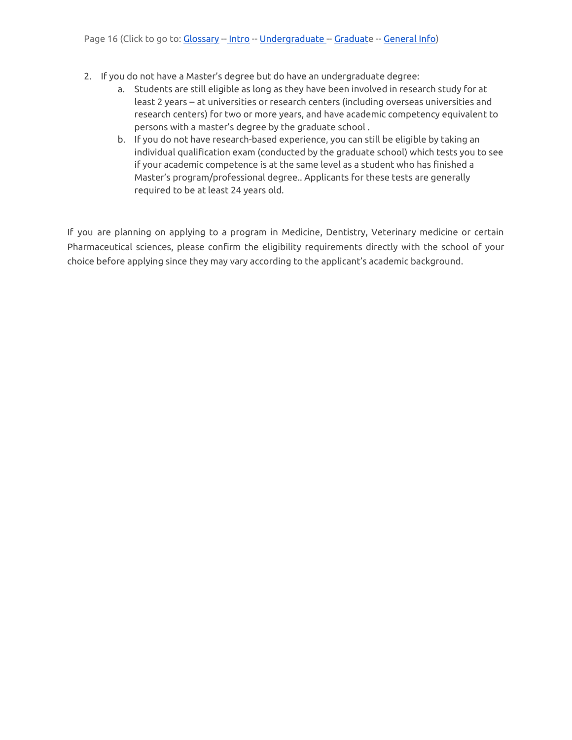2. If you do not have a Master's degree but do have an undergraduate degree:
    a. Students are still eligible as long as they have been involved in research study for at least 2 years -- at universities or research centers (including overseas universities and research centers) for two or more years, and have academic competency equivalent to persons with a master's degree by the graduate school .
    b. If you do not have research-based experience, you can still be eligible by taking an individual qualification exam (conducted by the graduate school) which tests you to see if your academic competence is at the same level as a student who has finished a Master's program/professional degree.. Applicants for these tests are generally required to be at least 24 years old.

If you are planning on applying to a program in Medicine, Dentistry, Veterinary medicine or certain Pharmaceutical sciences, please confirm the eligibility requirements directly with the school of your choice before applying since they may vary according to the applicant's academic background.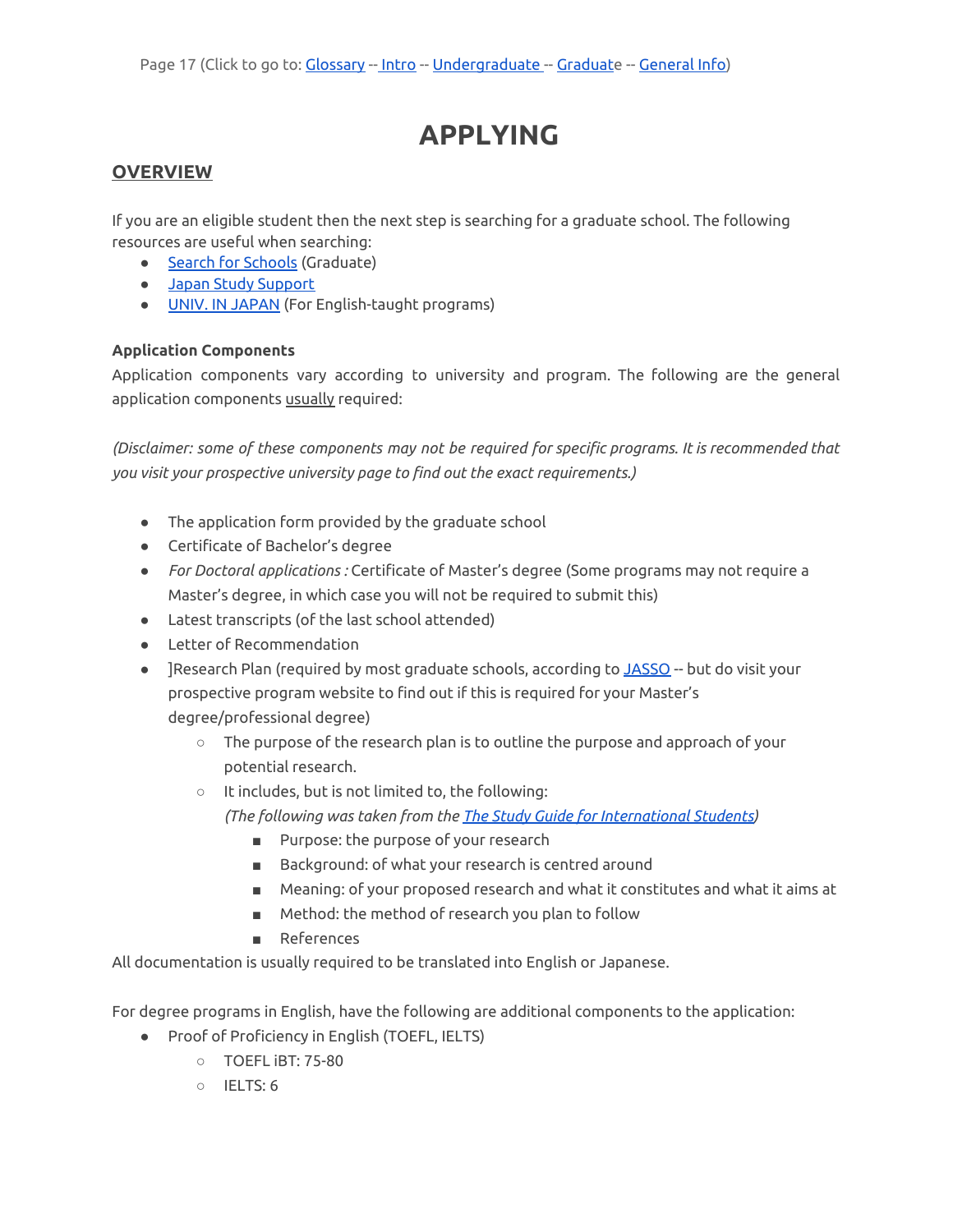# APPLYING

## OVERVIEW

If you are an eligible student then the next step is searching for a graduate school. The following resources are useful when searching:

- Search for Schools (Graduate)
- Japan Study Support
- UNIV. IN JAPAN (For English-taught programs)

**Application Components**

Application components vary according to university and program. The following are the general application components usually required:

*(Disclaimer: some of these components may not be required for specific programs. It is recommended that you visit your prospective university page to find out the exact requirements.)*

- The application form provided by the graduate school
- Certificate of Bachelor's degree
- *For Doctoral applications :* Certificate of Master's degree (Some programs may not require a Master's degree, in which case you will not be required to submit this)
- Latest transcripts (of the last school attended)
- Letter of Recommendation
- ]Research Plan (required by most graduate schools, according to JASSO -- but do visit your prospective program website to find out if this is required for your Master's degree/professional degree)
  - The purpose of the research plan is to outline the purpose and approach of your potential research.
  - It includes, but is not limited to, the following:
    *(The following was taken from the The Study Guide for International Students)*
    - Purpose: the purpose of your research
    - Background: of what your research is centred around
    - Meaning: of your proposed research and what it constitutes and what it aims at
    - Method: the method of research you plan to follow
    - References

All documentation is usually required to be translated into English or Japanese.

For degree programs in English, have the following are additional components to the application:

- Proof of Proficiency in English (TOEFL, IELTS)
  - TOEFL iBT: 75-80
  - IELTS: 6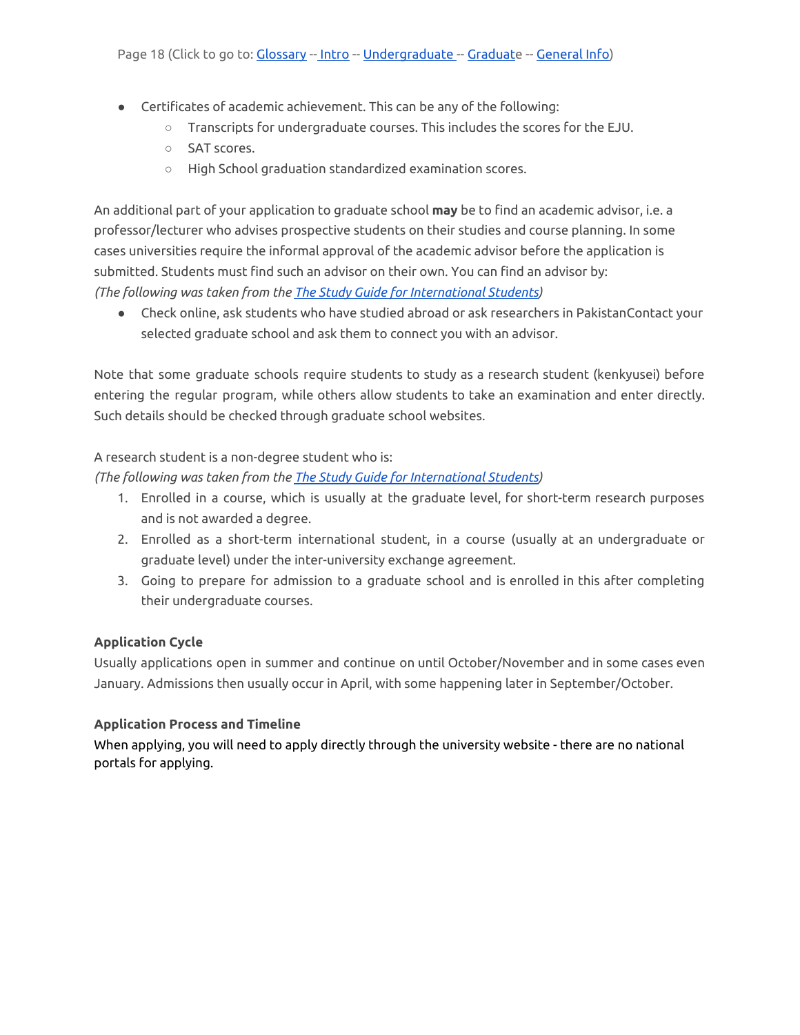- Certificates of academic achievement. This can be any of the following:
    - Transcripts for undergraduate courses. This includes the scores for the EJU.
    - SAT scores.
    - High School graduation standardized examination scores.

An additional part of your application to graduate school **may** be to find an academic advisor, i.e. a professor/lecturer who advises prospective students on their studies and course planning. In some cases universities require the informal approval of the academic advisor before the application is submitted. Students must find such an advisor on their own. You can find an advisor by:
*(The following was taken from the The Study Guide for International Students)*

- Check online, ask students who have studied abroad or ask researchers in PakistanContact your selected graduate school and ask them to connect you with an advisor.

Note that some graduate schools require students to study as a research student (kenkyusei) before entering the regular program, while others allow students to take an examination and enter directly. Such details should be checked through graduate school websites.

A research student is a non-degree student who is:
*(The following was taken from the The Study Guide for International Students)*

1. Enrolled in a course, which is usually at the graduate level, for short-term research purposes and is not awarded a degree.
2. Enrolled as a short-term international student, in a course (usually at an undergraduate or graduate level) under the inter-university exchange agreement.
3. Going to prepare for admission to a graduate school and is enrolled in this after completing their undergraduate courses.

**Application Cycle**

Usually applications open in summer and continue on until October/November and in some cases even January. Admissions then usually occur in April, with some happening later in September/October.

**Application Process and Timeline**

When applying, you will need to apply directly through the university website - there are no national portals for applying.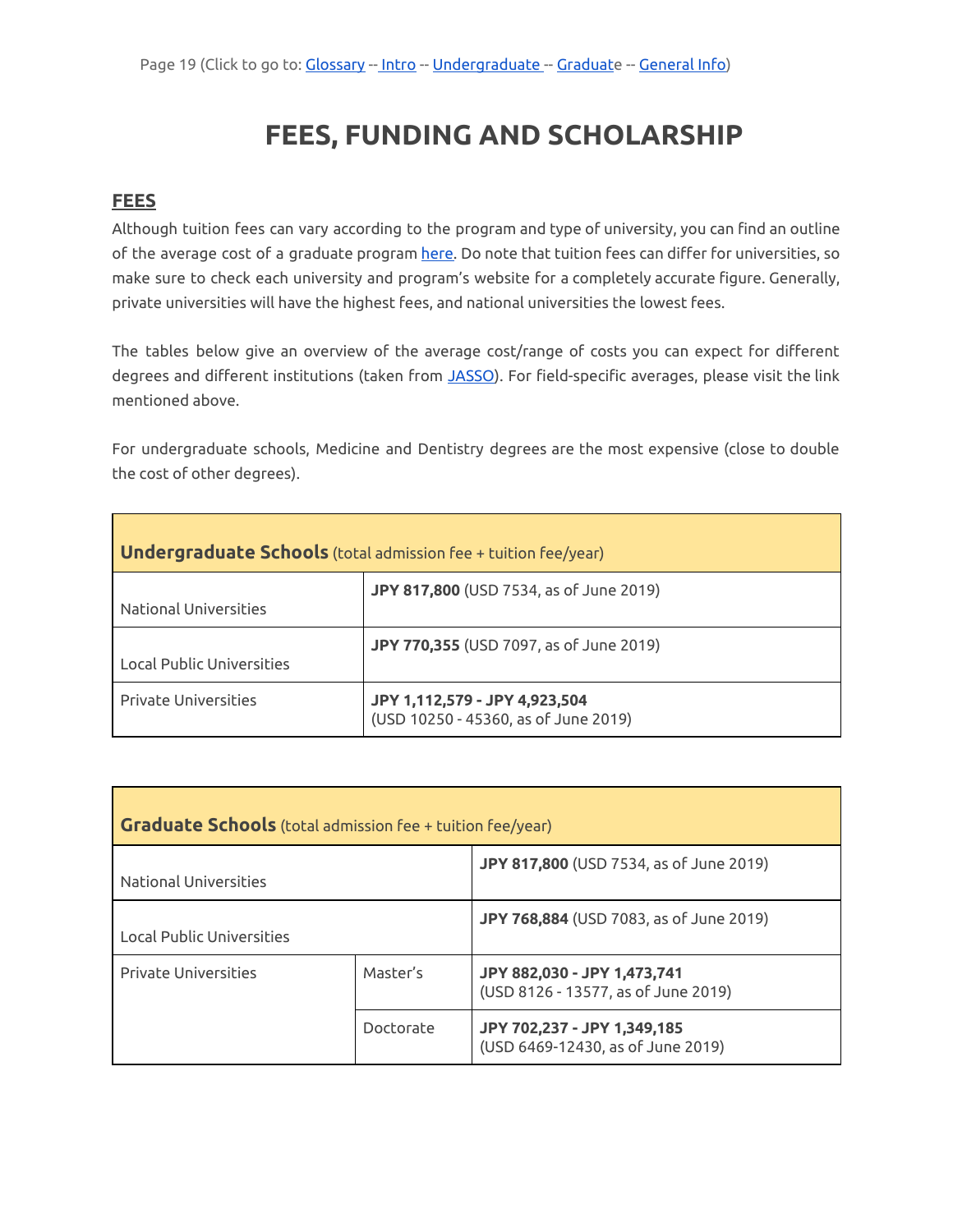# FEES, FUNDING AND SCHOLARSHIP

## FEES

Although tuition fees can vary according to the program and type of university, you can find an outline of the average cost of a graduate program here. Do note that tuition fees can differ for universities, so make sure to check each university and program's website for a completely accurate figure. Generally, private universities will have the highest fees, and national universities the lowest fees.

The tables below give an overview of the average cost/range of costs you can expect for different degrees and different institutions (taken from JASSO). For field-specific averages, please visit the link mentioned above.

For undergraduate schools, Medicine and Dentistry degrees are the most expensive (close to double the cost of other degrees).

| **Undergraduate Schools** (total admission fee + tuition fee/year) | |
|---|---|
| National Universities | **JPY 817,800** (USD 7534, as of June 2019) |
| Local Public Universities | **JPY 770,355** (USD 7097, as of June 2019) |
| Private Universities | **JPY 1,112,579 - JPY 4,923,504** (USD 10250 - 45360, as of June 2019) |

| **Graduate Schools** (total admission fee + tuition fee/year) | | |
|---|---|---|
| National Universities | | **JPY 817,800** (USD 7534, as of June 2019) |
| Local Public Universities | | **JPY 768,884** (USD 7083, as of June 2019) |
| Private Universities | Master's | **JPY 882,030 - JPY 1,473,741** (USD 8126 - 13577, as of June 2019) |
| | Doctorate | **JPY 702,237 - JPY 1,349,185** (USD 6469-12430, as of June 2019) |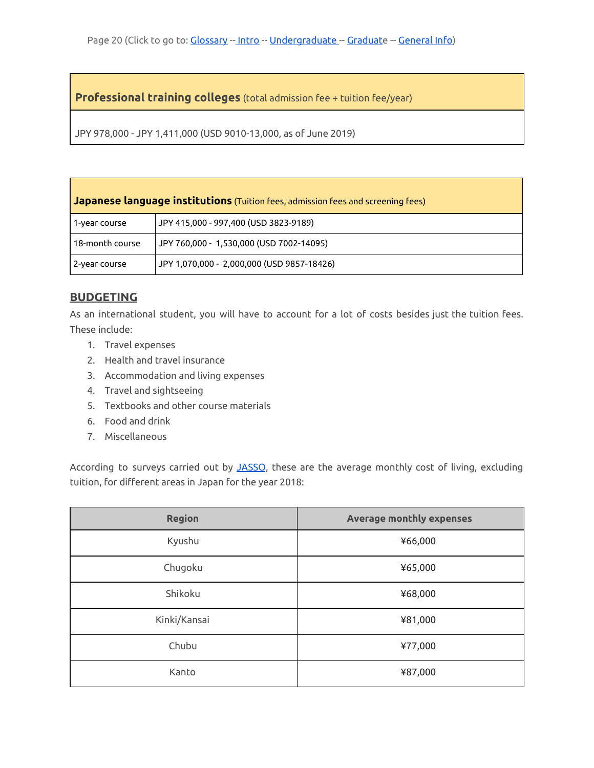| **Professional training colleges** (total admission fee + tuition fee/year) |
|---|
| JPY 978,000 - JPY 1,411,000 (USD 9010-13,000, as of June 2019) |

| **Japanese language institutions** (Tuition fees, admission fees and screening fees) | |
|---|---|
| 1-year course | JPY 415,000 - 997,400 (USD 3823-9189) |
| 18-month course | JPY 760,000 - 1,530,000 (USD 7002-14095) |
| 2-year course | JPY 1,070,000 - 2,000,000 (USD 9857-18426) |

## BUDGETING

As an international student, you will have to account for a lot of costs besides just the tuition fees. These include:

1. Travel expenses
2. Health and travel insurance
3. Accommodation and living expenses
4. Travel and sightseeing
5. Textbooks and other course materials
6. Food and drink
7. Miscellaneous

According to surveys carried out by JASSO, these are the average monthly cost of living, excluding tuition, for different areas in Japan for the year 2018:

| Region | Average monthly expenses |
|---|---|
| Kyushu | ¥66,000 |
| Chugoku | ¥65,000 |
| Shikoku | ¥68,000 |
| Kinki/Kansai | ¥81,000 |
| Chubu | ¥77,000 |
| Kanto | ¥87,000 |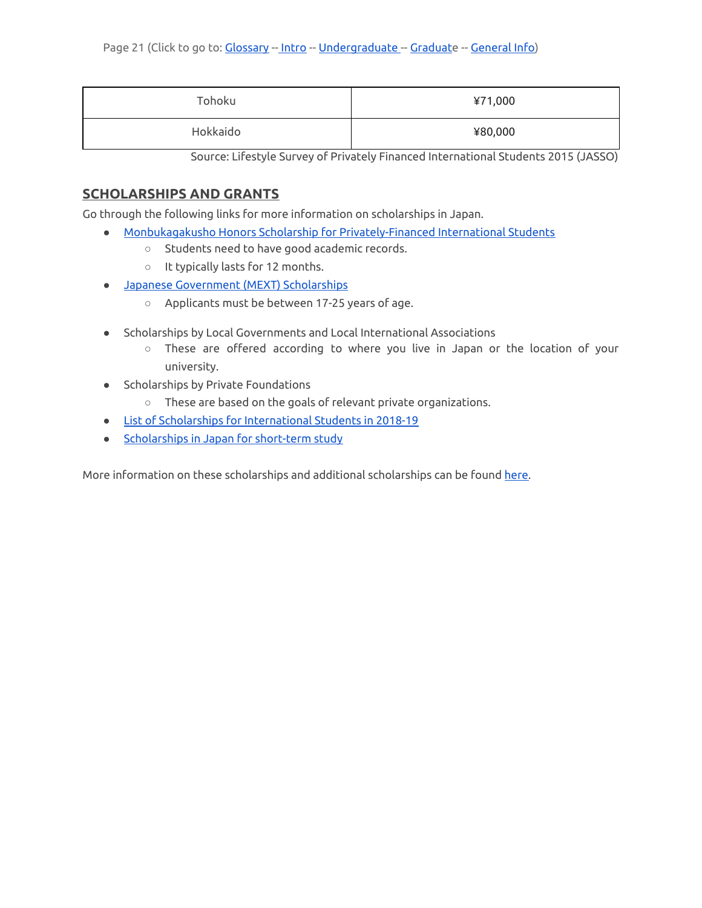| Tohoku | ¥71,000 |
| --- | --- |
| Hokkaido | ¥80,000 |

Source: Lifestyle Survey of Privately Financed International Students 2015 (JASSO)

## SCHOLARSHIPS AND GRANTS

Go through the following links for more information on scholarships in Japan.

- Monbukagakusho Honors Scholarship for Privately-Financed International Students
  - Students need to have good academic records.
  - It typically lasts for 12 months.
- Japanese Government (MEXT) Scholarships
  - Applicants must be between 17-25 years of age.
- Scholarships by Local Governments and Local International Associations
  - These are offered according to where you live in Japan or the location of your university.
- Scholarships by Private Foundations
  - These are based on the goals of relevant private organizations.
- List of Scholarships for International Students in 2018-19
- Scholarships in Japan for short-term study

More information on these scholarships and additional scholarships can be found here.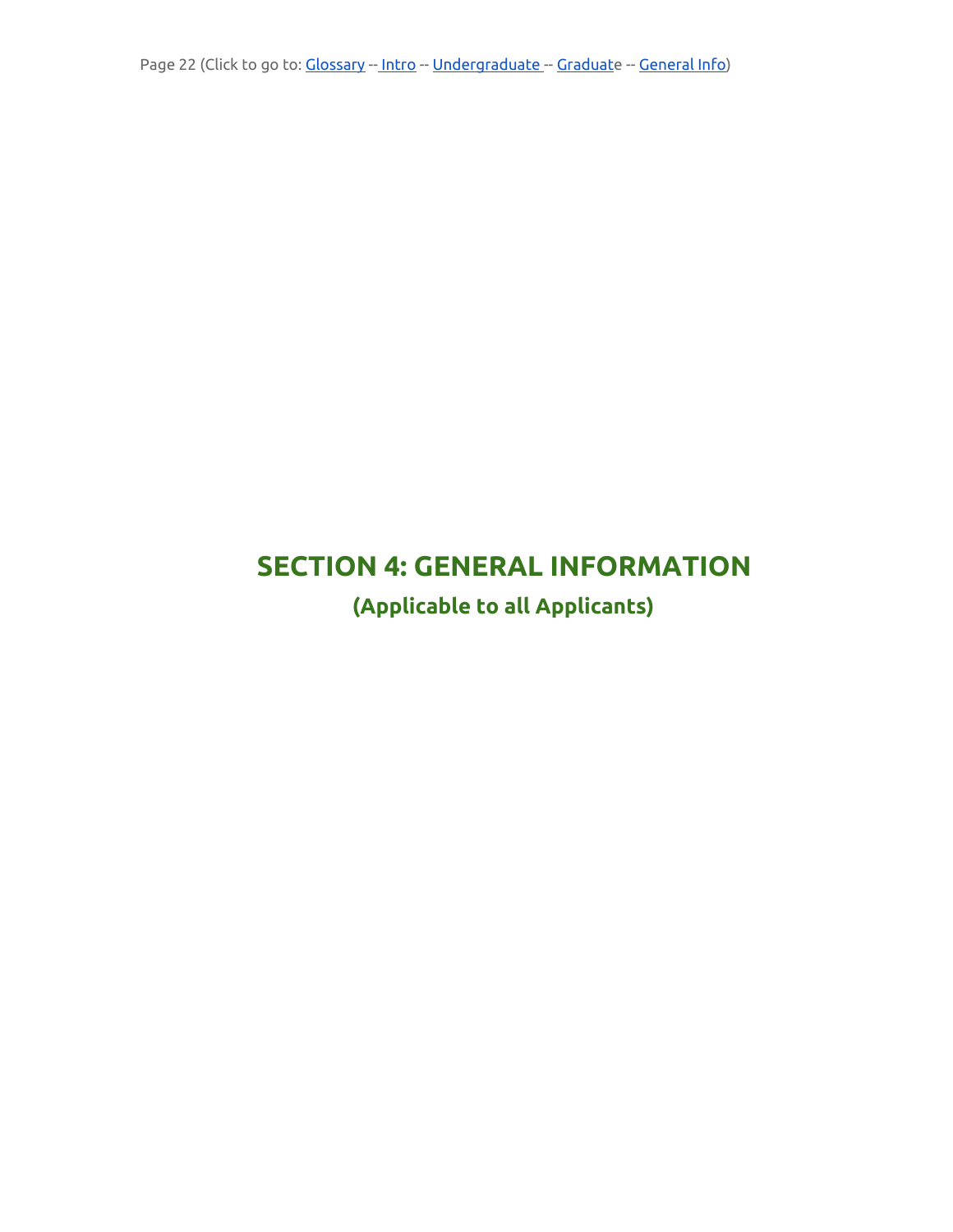# SECTION 4: GENERAL INFORMATION

## (Applicable to all Applicants)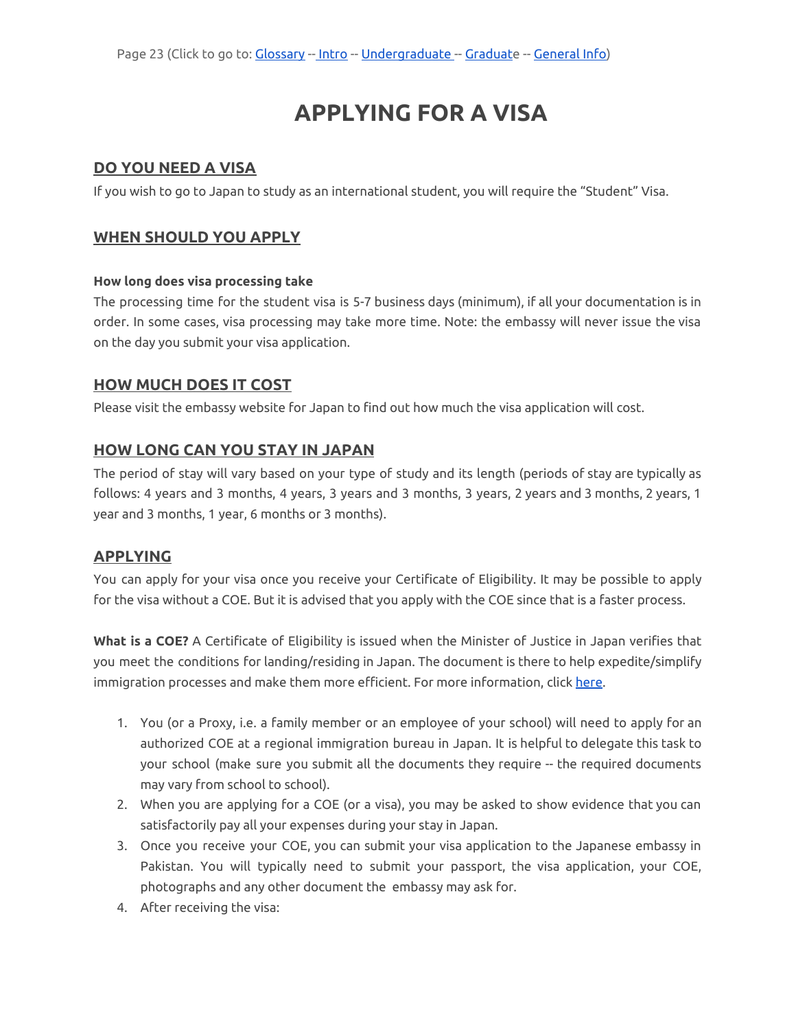# APPLYING FOR A VISA

## DO YOU NEED A VISA

If you wish to go to Japan to study as an international student, you will require the "Student" Visa.

## WHEN SHOULD YOU APPLY

**How long does visa processing take**

The processing time for the student visa is 5-7 business days (minimum), if all your documentation is in order. In some cases, visa processing may take more time. Note: the embassy will never issue the visa on the day you submit your visa application.

## HOW MUCH DOES IT COST

Please visit the embassy website for Japan to find out how much the visa application will cost.

## HOW LONG CAN YOU STAY IN JAPAN

The period of stay will vary based on your type of study and its length (periods of stay are typically as follows: 4 years and 3 months, 4 years, 3 years and 3 months, 3 years, 2 years and 3 months, 2 years, 1 year and 3 months, 1 year, 6 months or 3 months).

## APPLYING

You can apply for your visa once you receive your Certificate of Eligibility. It may be possible to apply for the visa without a COE. But it is advised that you apply with the COE since that is a faster process.

**What is a COE?** A Certificate of Eligibility is issued when the Minister of Justice in Japan verifies that you meet the conditions for landing/residing in Japan. The document is there to help expedite/simplify immigration processes and make them more efficient. For more information, click here.

1. You (or a Proxy, i.e. a family member or an employee of your school) will need to apply for an authorized COE at a regional immigration bureau in Japan. It is helpful to delegate this task to your school (make sure you submit all the documents they require -- the required documents may vary from school to school).
2. When you are applying for a COE (or a visa), you may be asked to show evidence that you can satisfactorily pay all your expenses during your stay in Japan.
3. Once you receive your COE, you can submit your visa application to the Japanese embassy in Pakistan. You will typically need to submit your passport, the visa application, your COE, photographs and any other document the embassy may ask for.
4. After receiving the visa: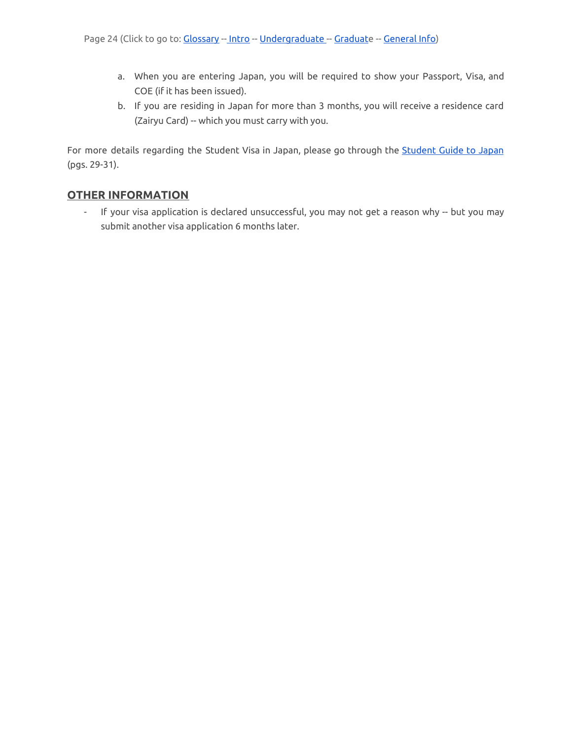a. When you are entering Japan, you will be required to show your Passport, Visa, and COE (if it has been issued).
b. If you are residing in Japan for more than 3 months, you will receive a residence card (Zairyu Card) -- which you must carry with you.

For more details regarding the Student Visa in Japan, please go through the [Student Guide to Japan](#) (pgs. 29-31).

## OTHER INFORMATION

- If your visa application is declared unsuccessful, you may not get a reason why -- but you may submit another visa application 6 months later.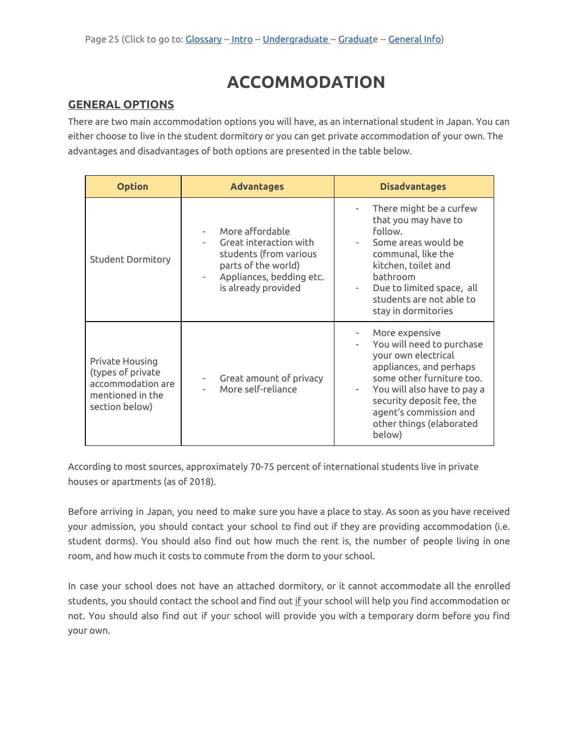# ACCOMMODATION

## GENERAL OPTIONS

There are two main accommodation options you will have, as an international student in Japan. You can either choose to live in the student dormitory or you can get private accommodation of your own. The advantages and disadvantages of both options are presented in the table below.

| Option | Advantages | Disadvantages |
|---|---|---|
| Student Dormitory | - More affordable<br>- Great interaction with students (from various parts of the world)<br>- Appliances, bedding etc. is already provided | - There might be a curfew that you may have to follow.<br>- Some areas would be communal, like the kitchen, toilet and bathroom<br>- Due to limited space, all students are not able to stay in dormitories |
| Private Housing (types of private accommodation are mentioned in the section below) | - Great amount of privacy<br>- More self-reliance | - More expensive<br>- You will need to purchase your own electrical appliances, and perhaps some other furniture too.<br>- You will also have to pay a security deposit fee, the agent's commission and other things (elaborated below) |

According to most sources, approximately 70-75 percent of international students live in private houses or apartments (as of 2018).

Before arriving in Japan, you need to make sure you have a place to stay. As soon as you have received your admission, you should contact your school to find out if they are providing accommodation (i.e. student dorms). You should also find out how much the rent is, the number of people living in one room, and how much it costs to commute from the dorm to your school.

In case your school does not have an attached dormitory, or it cannot accommodate all the enrolled students, you should contact the school and find out if your school will help you find accommodation or not. You should also find out if your school will provide you with a temporary dorm before you find your own.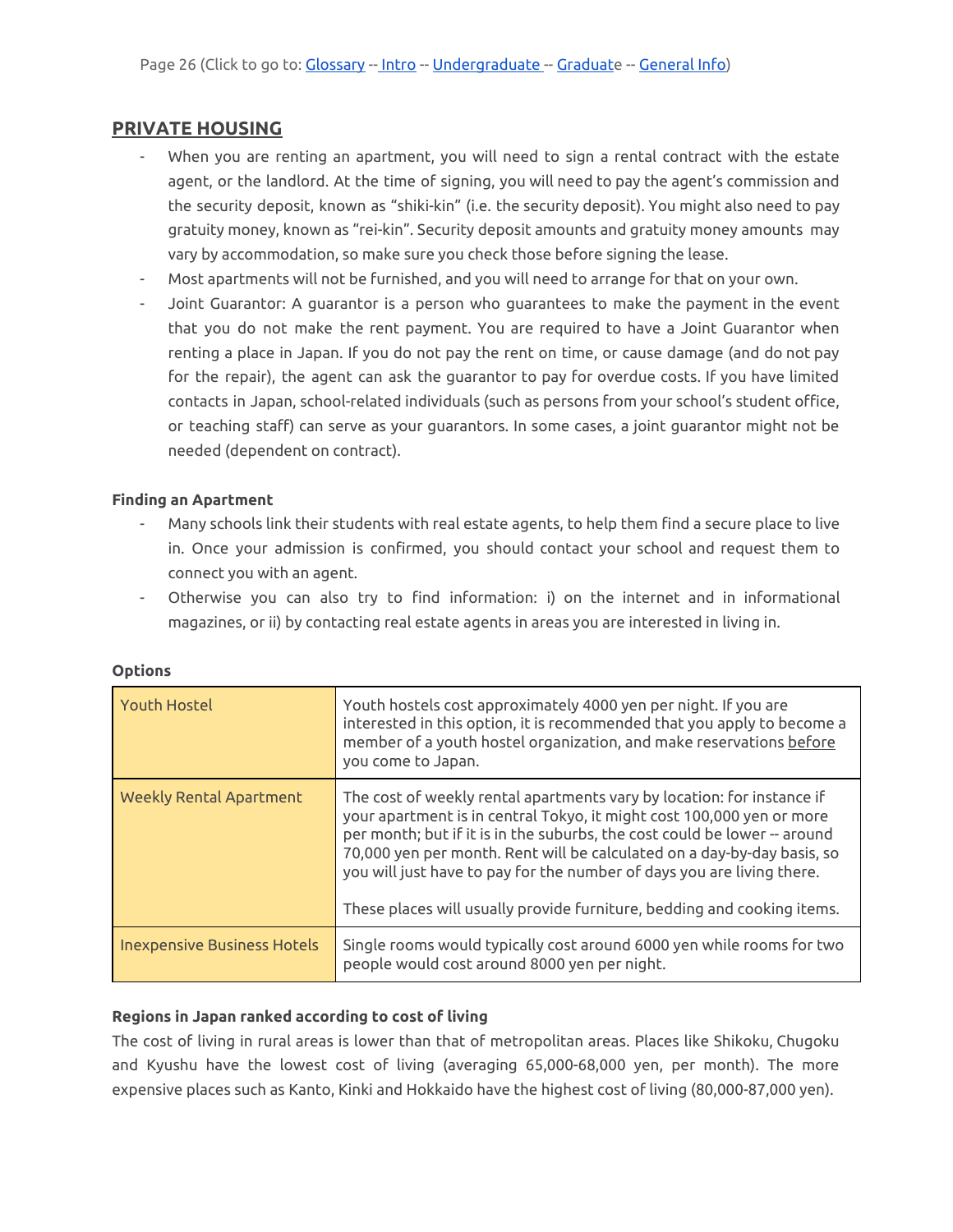## PRIVATE HOUSING

- When you are renting an apartment, you will need to sign a rental contract with the estate agent, or the landlord. At the time of signing, you will need to pay the agent's commission and the security deposit, known as "shiki-kin" (i.e. the security deposit). You might also need to pay gratuity money, known as "rei-kin". Security deposit amounts and gratuity money amounts may vary by accommodation, so make sure you check those before signing the lease.
- Most apartments will not be furnished, and you will need to arrange for that on your own.
- Joint Guarantor: A guarantor is a person who guarantees to make the payment in the event that you do not make the rent payment. You are required to have a Joint Guarantor when renting a place in Japan. If you do not pay the rent on time, or cause damage (and do not pay for the repair), the agent can ask the guarantor to pay for overdue costs. If you have limited contacts in Japan, school-related individuals (such as persons from your school's student office, or teaching staff) can serve as your guarantors. In some cases, a joint guarantor might not be needed (dependent on contract).

**Finding an Apartment**

- Many schools link their students with real estate agents, to help them find a secure place to live in. Once your admission is confirmed, you should contact your school and request them to connect you with an agent.
- Otherwise you can also try to find information: i) on the internet and in informational magazines, or ii) by contacting real estate agents in areas you are interested in living in.

**Options**

| | |
|---|---|
| Youth Hostel | Youth hostels cost approximately 4000 yen per night. If you are interested in this option, it is recommended that you apply to become a member of a youth hostel organization, and make reservations before you come to Japan. |
| Weekly Rental Apartment | The cost of weekly rental apartments vary by location: for instance if your apartment is in central Tokyo, it might cost 100,000 yen or more per month; but if it is in the suburbs, the cost could be lower -- around 70,000 yen per month. Rent will be calculated on a day-by-day basis, so you will just have to pay for the number of days you are living there.<br><br>These places will usually provide furniture, bedding and cooking items. |
| Inexpensive Business Hotels | Single rooms would typically cost around 6000 yen while rooms for two people would cost around 8000 yen per night. |

**Regions in Japan ranked according to cost of living**

The cost of living in rural areas is lower than that of metropolitan areas. Places like Shikoku, Chugoku and Kyushu have the lowest cost of living (averaging 65,000-68,000 yen, per month). The more expensive places such as Kanto, Kinki and Hokkaido have the highest cost of living (80,000-87,000 yen).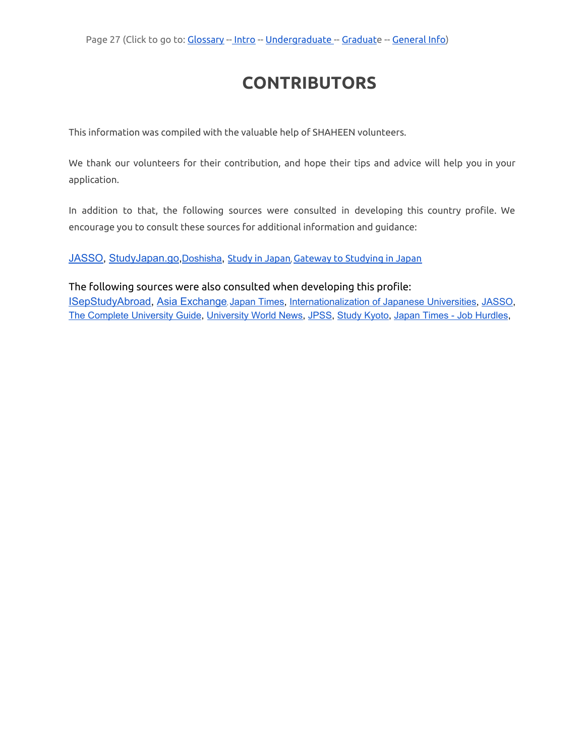# CONTRIBUTORS

This information was compiled with the valuable help of SHAHEEN volunteers.

We thank our volunteers for their contribution, and hope their tips and advice will help you in your application.

In addition to that, the following sources were consulted in developing this country profile. We encourage you to consult these sources for additional information and guidance:

JASSO, StudyJapan.go,Doshisha, Study in Japan, Gateway to Studying in Japan

The following sources were also consulted when developing this profile:
ISepStudyAbroad, Asia Exchange, Japan Times, Internationalization of Japanese Universities, JASSO, The Complete University Guide, University World News, JPSS, Study Kyoto, Japan Times - Job Hurdles,